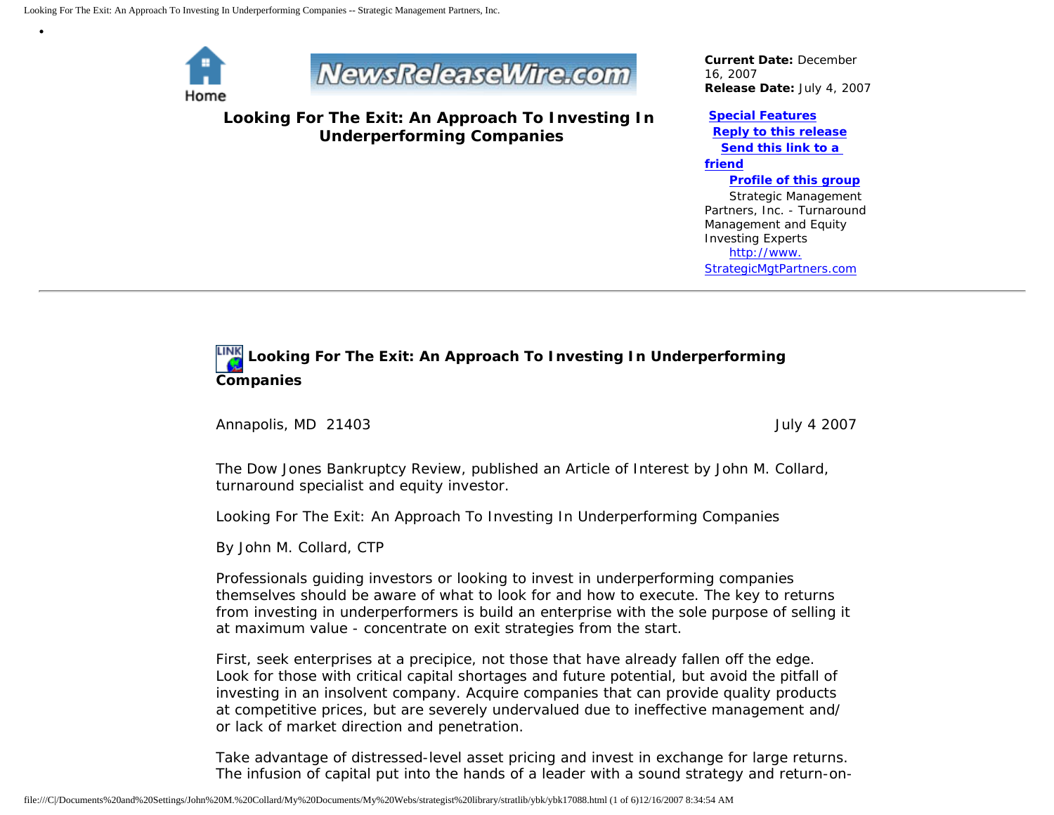# Looking For The Exit: An Approach To Investing In Underperforming Companies

**Current Date:** December 16, 2007
**Release Date:** July 4, 2007

**Special Features**
**Reply to this release**
**Send this link to a friend**
**Profile of this group**

Strategic Management Partners, Inc. - Turnaround Management and Equity Investing Experts
http://www.StrategicMgtPartners.com

---

## Looking For The Exit: An Approach To Investing In Underperforming Companies

Annapolis, MD 21403 July 4 2007

The Dow Jones Bankruptcy Review, published an Article of Interest by John M. Collard, turnaround specialist and equity investor.

Looking For The Exit: An Approach To Investing In Underperforming Companies

By John M. Collard, CTP

Professionals guiding investors or looking to invest in underperforming companies themselves should be aware of what to look for and how to execute. The key to returns from investing in underperformers is build an enterprise with the sole purpose of selling it at maximum value - concentrate on exit strategies from the start.

First, seek enterprises at a precipice, not those that have already fallen off the edge. Look for those with critical capital shortages and future potential, but avoid the pitfall of investing in an insolvent company. Acquire companies that can provide quality products at competitive prices, but are severely undervalued due to ineffective management and/or lack of market direction and penetration.

Take advantage of distressed-level asset pricing and invest in exchange for large returns. The infusion of capital put into the hands of a leader with a sound strategy and return-on-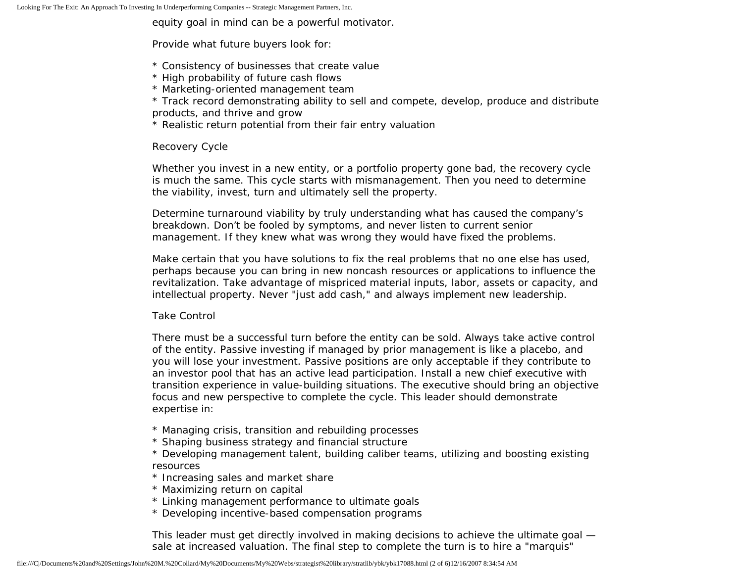equity goal in mind can be a powerful motivator.

Provide what future buyers look for:

* Consistency of businesses that create value
* High probability of future cash flows
* Marketing-oriented management team
* Track record demonstrating ability to sell and compete, develop, produce and distribute products, and thrive and grow
* Realistic return potential from their fair entry valuation

## Recovery Cycle

Whether you invest in a new entity, or a portfolio property gone bad, the recovery cycle is much the same. This cycle starts with mismanagement. Then you need to determine the viability, invest, turn and ultimately sell the property.

Determine turnaround viability by truly understanding what has caused the company's breakdown. Don't be fooled by symptoms, and never listen to current senior management. If they knew what was wrong they would have fixed the problems.

Make certain that you have solutions to fix the real problems that no one else has used, perhaps because you can bring in new noncash resources or applications to influence the revitalization. Take advantage of mispriced material inputs, labor, assets or capacity, and intellectual property. Never "just add cash," and always implement new leadership.

## Take Control

There must be a successful turn before the entity can be sold. Always take active control of the entity. Passive investing if managed by prior management is like a placebo, and you will lose your investment. Passive positions are only acceptable if they contribute to an investor pool that has an active lead participation. Install a new chief executive with transition experience in value-building situations. The executive should bring an objective focus and new perspective to complete the cycle. This leader should demonstrate expertise in:

* Managing crisis, transition and rebuilding processes
* Shaping business strategy and financial structure
* Developing management talent, building caliber teams, utilizing and boosting existing resources
* Increasing sales and market share
* Maximizing return on capital
* Linking management performance to ultimate goals
* Developing incentive-based compensation programs

This leader must get directly involved in making decisions to achieve the ultimate goal — sale at increased valuation. The final step to complete the turn is to hire a "marquis"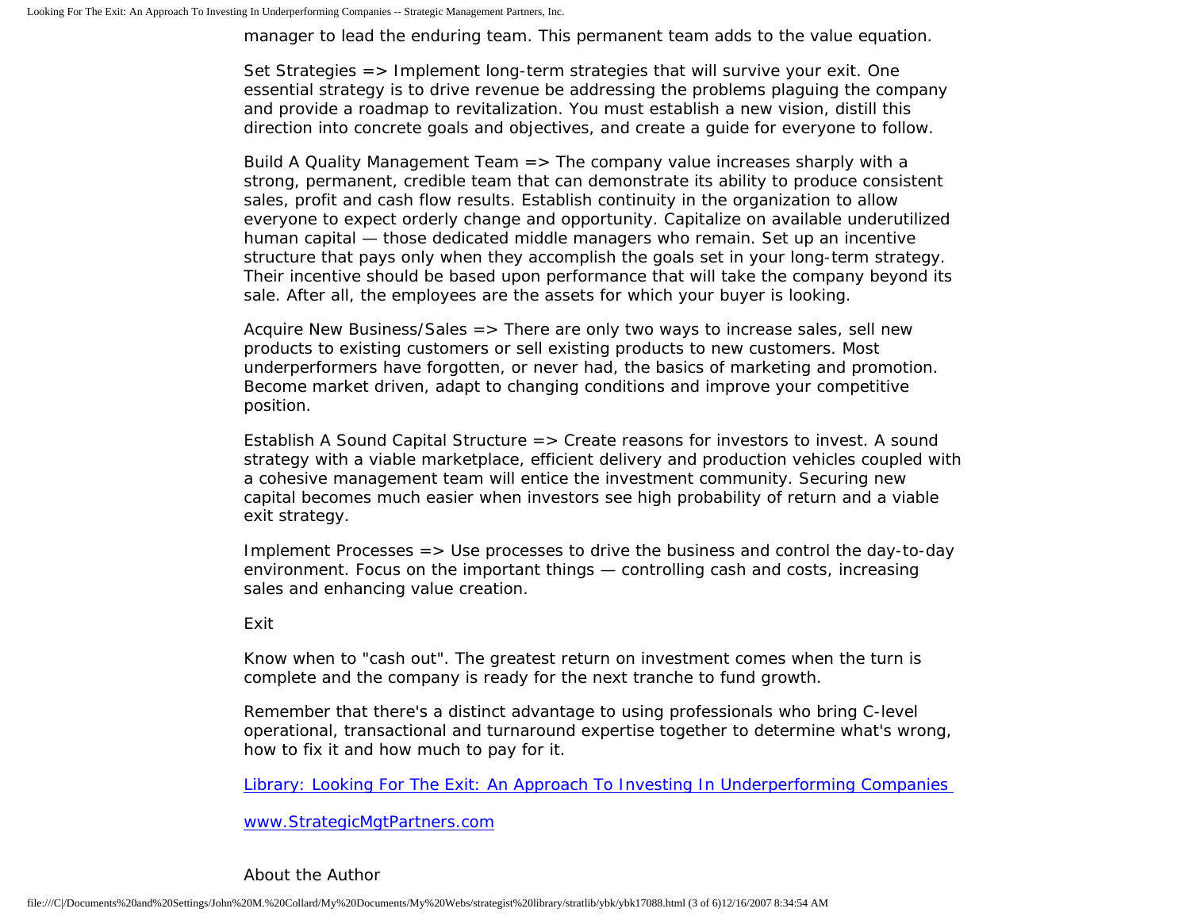manager to lead the enduring team. This permanent team adds to the value equation.

Set Strategies => Implement long-term strategies that will survive your exit. One essential strategy is to drive revenue be addressing the problems plaguing the company and provide a roadmap to revitalization. You must establish a new vision, distill this direction into concrete goals and objectives, and create a guide for everyone to follow.

Build A Quality Management Team => The company value increases sharply with a strong, permanent, credible team that can demonstrate its ability to produce consistent sales, profit and cash flow results. Establish continuity in the organization to allow everyone to expect orderly change and opportunity. Capitalize on available underutilized human capital — those dedicated middle managers who remain. Set up an incentive structure that pays only when they accomplish the goals set in your long-term strategy. Their incentive should be based upon performance that will take the company beyond its sale. After all, the employees are the assets for which your buyer is looking.

Acquire New Business/Sales => There are only two ways to increase sales, sell new products to existing customers or sell existing products to new customers. Most underperformers have forgotten, or never had, the basics of marketing and promotion. Become market driven, adapt to changing conditions and improve your competitive position.

Establish A Sound Capital Structure => Create reasons for investors to invest. A sound strategy with a viable marketplace, efficient delivery and production vehicles coupled with a cohesive management team will entice the investment community. Securing new capital becomes much easier when investors see high probability of return and a viable exit strategy.

Implement Processes => Use processes to drive the business and control the day-to-day environment. Focus on the important things — controlling cash and costs, increasing sales and enhancing value creation.

Exit

Know when to "cash out". The greatest return on investment comes when the turn is complete and the company is ready for the next tranche to fund growth.

Remember that there's a distinct advantage to using professionals who bring C-level operational, transactional and turnaround expertise together to determine what's wrong, how to fix it and how much to pay for it.

[Library: Looking For The Exit: An Approach To Investing In Underperforming Companies](#)

[www.StrategicMgtPartners.com](http://www.StrategicMgtPartners.com)

About the Author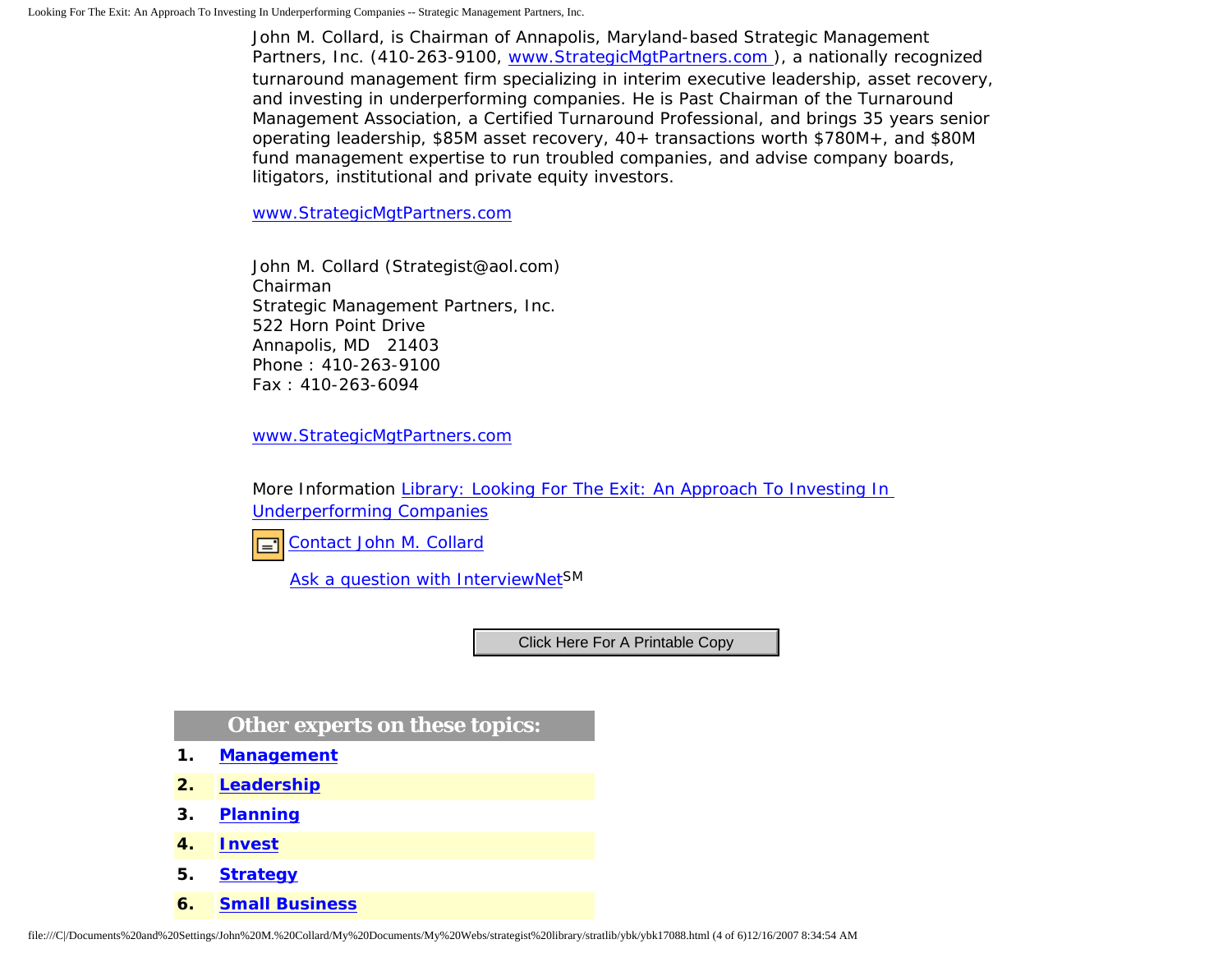John M. Collard, is Chairman of Annapolis, Maryland-based Strategic Management Partners, Inc. (410-263-9100, www.StrategicMgtPartners.com ), a nationally recognized turnaround management firm specializing in interim executive leadership, asset recovery, and investing in underperforming companies. He is Past Chairman of the Turnaround Management Association, a Certified Turnaround Professional, and brings 35 years senior operating leadership, $85M asset recovery, 40+ transactions worth $780M+, and $80M fund management expertise to run troubled companies, and advise company boards, litigators, institutional and private equity investors.

www.StrategicMgtPartners.com

John M. Collard (Strategist@aol.com)
Chairman
Strategic Management Partners, Inc.
522 Horn Point Drive
Annapolis, MD 21403
Phone : 410-263-9100
Fax : 410-263-6094

www.StrategicMgtPartners.com

More Information Library: Looking For The Exit: An Approach To Investing In Underperforming Companies

Contact John M. Collard

Ask a question with InterviewNet[SM]

Click Here For A Printable Copy

| Other experts on these topics: | |
|---|---|
| 1. | **Management** |
| 2. | **Leadership** |
| 3. | **Planning** |
| 4. | **Invest** |
| 5. | **Strategy** |
| 6. | **Small Business** |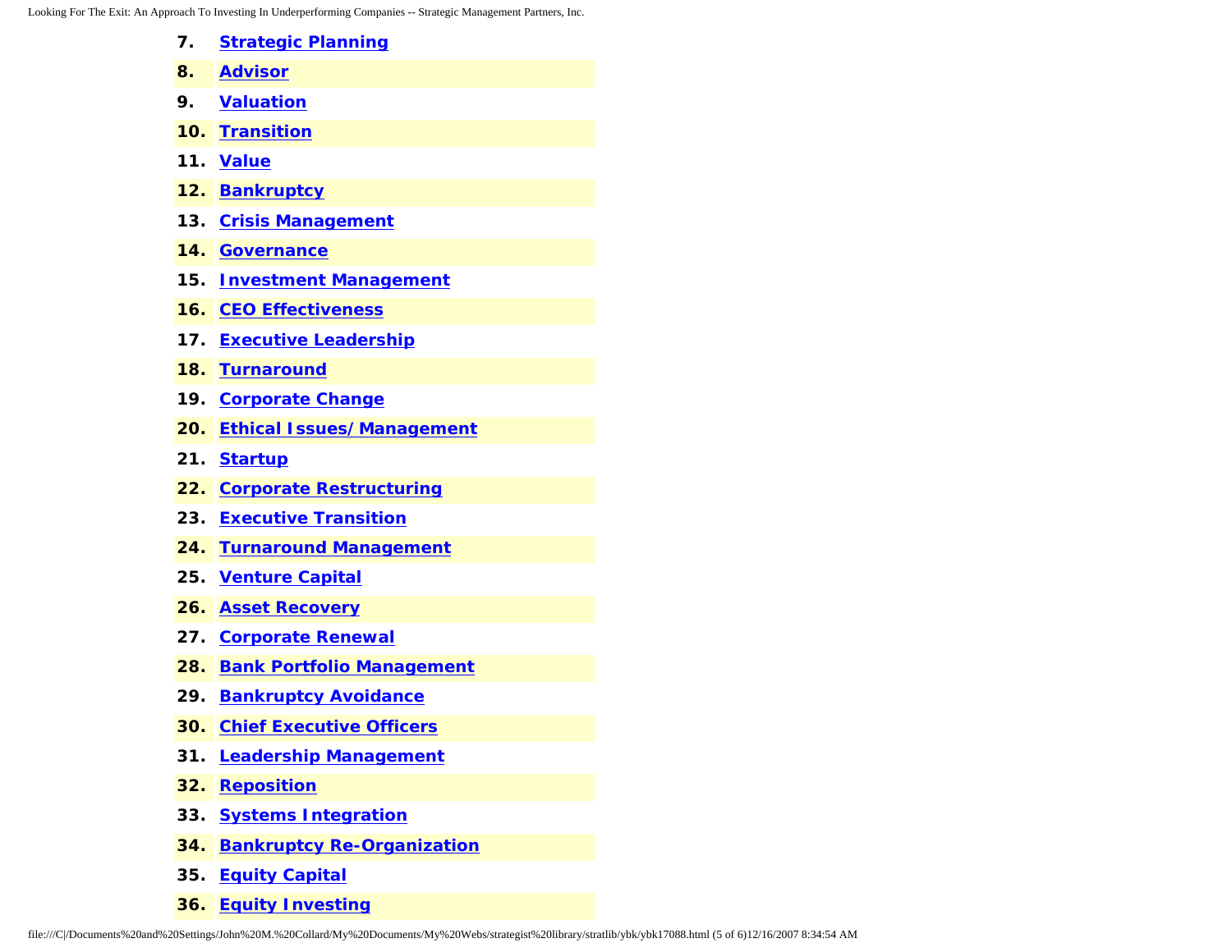7. **Strategic Planning**
8. **Advisor**
9. **Valuation**
10. **Transition**
11. **Value**
12. **Bankruptcy**
13. **Crisis Management**
14. **Governance**
15. **Investment Management**
16. **CEO Effectiveness**
17. **Executive Leadership**
18. **Turnaround**
19. **Corporate Change**
20. **Ethical Issues/ Management**
21. **Startup**
22. **Corporate Restructuring**
23. **Executive Transition**
24. **Turnaround Management**
25. **Venture Capital**
26. **Asset Recovery**
27. **Corporate Renewal**
28. **Bank Portfolio Management**
29. **Bankruptcy Avoidance**
30. **Chief Executive Officers**
31. **Leadership Management**
32. **Reposition**
33. **Systems Integration**
34. **Bankruptcy Re-Organization**
35. **Equity Capital**
36. **Equity Investing**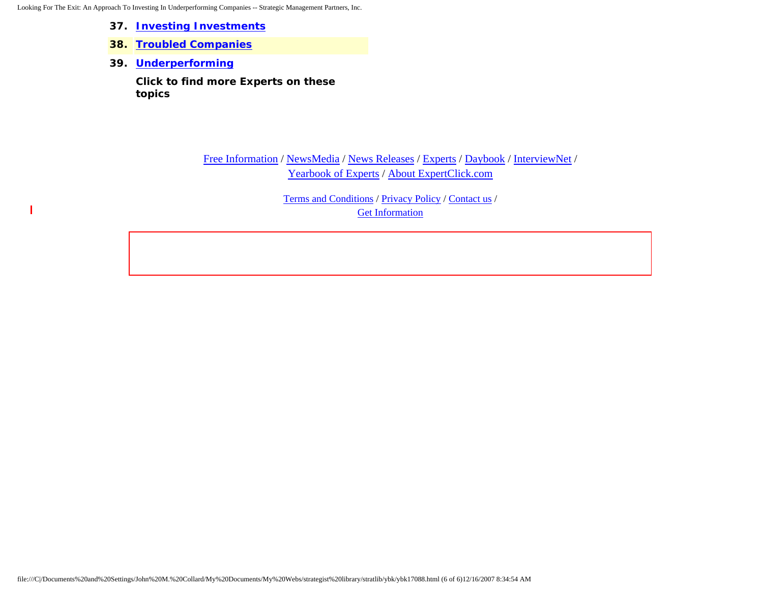37. **Investing Investments**
38. **Troubled Companies**
39. **Underperforming**

**Click to find more Experts on these topics**

Free Information / NewsMedia / News Releases / Experts / Daybook / InterviewNet / Yearbook of Experts / About ExpertClick.com

Terms and Conditions / Privacy Policy / Contact us / Get Information